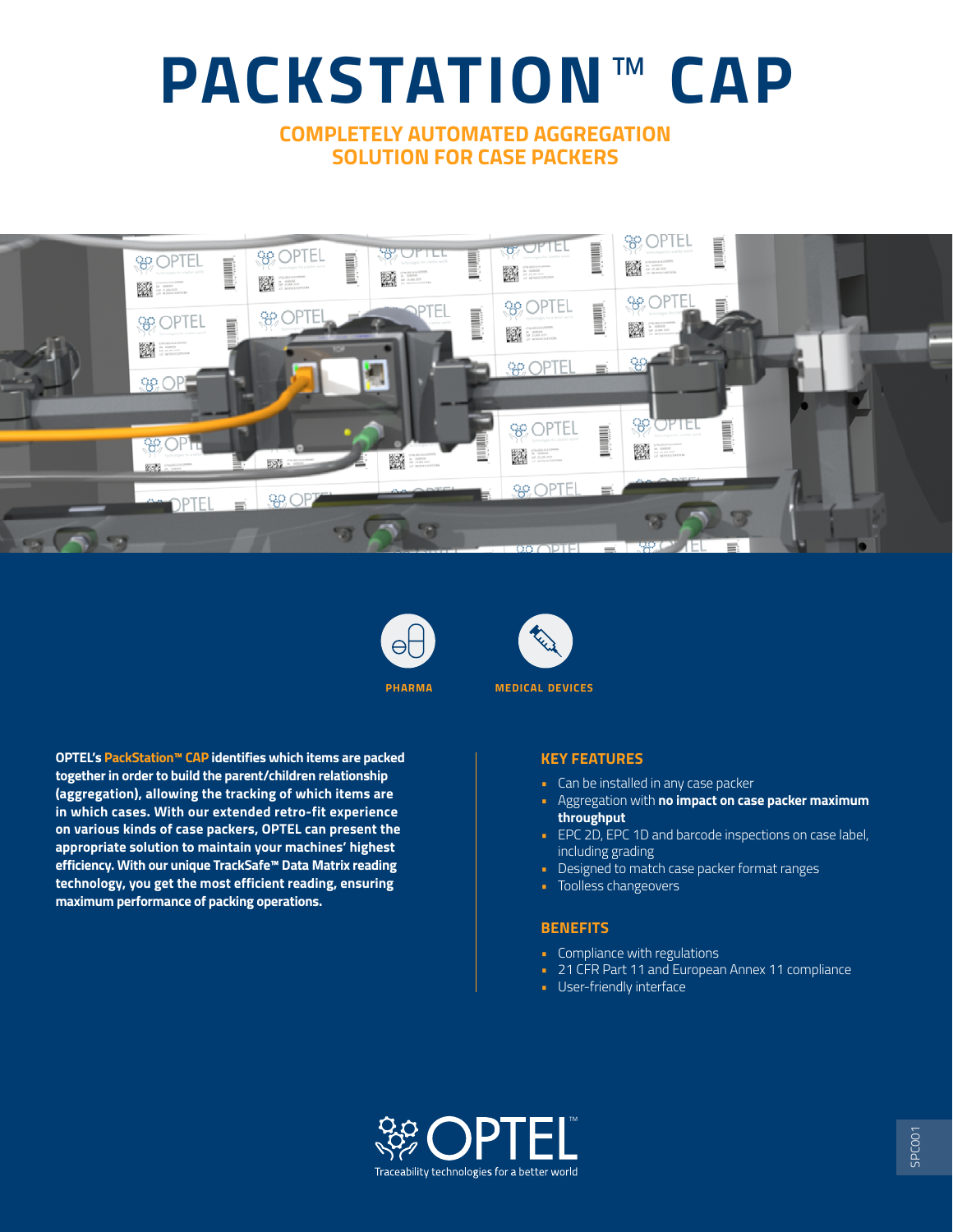# PACKSTATION™ CAP

## COMPLETELY AUTOMATED AGGREGATION SOLUTION FOR CASE PACKERS

PHARMA

MEDICAL DEVICES

**OPTEL's PackStation™ CAP identifies which items are packed together in order to build the parent/children relationship (aggregation), allowing the tracking of which items are in which cases. With our extended retro-fit experience on various kinds of case packers, OPTEL can present the appropriate solution to maintain your machines' highest efficiency. With our unique TrackSafe™ Data Matrix reading technology, you get the most efficient reading, ensuring maximum performance of packing operations.**

### KEY FEATURES

- Can be installed in any case packer
- Aggregation with **no impact on case packer maximum throughput**
- EPC 2D, EPC 1D and barcode inspections on case label, including grading
- Designed to match case packer format ranges
- Toolless changeovers

### BENEFITS

- Compliance with regulations
- 21 CFR Part 11 and European Annex 11 compliance
- User-friendly interface

OPTEL™
Traceability technologies for a better world

SPC001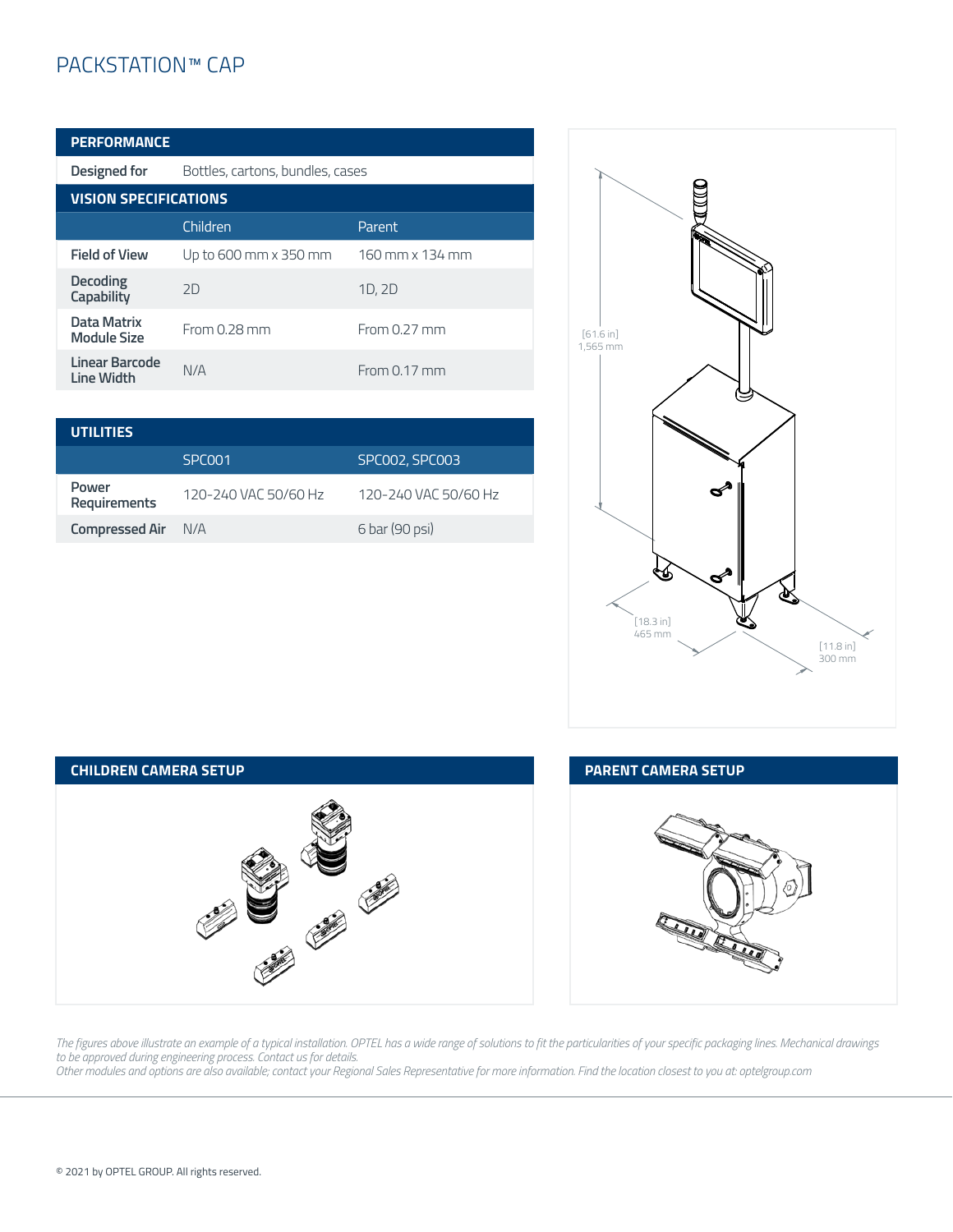# PACKSTATION™ CAP

| PERFORMANCE | | |
|---|---|---|
| **Designed for** | Bottles, cartons, bundles, cases | |

| VISION SPECIFICATIONS | | |
|---|---|---|
| | Children | Parent |
| **Field of View** | Up to 600 mm x 350 mm | 160 mm x 134 mm |
| **Decoding Capability** | 2D | 1D, 2D |
| **Data Matrix Module Size** | From 0.28 mm | From 0.27 mm |
| **Linear Barcode Line Width** | N/A | From 0.17 mm |

| UTILITIES | | |
|---|---|---|
| | SPC001 | SPC002, SPC003 |
| **Power Requirements** | 120-240 VAC 50/60 Hz | 120-240 VAC 50/60 Hz |
| **Compressed Air** | N/A | 6 bar (90 psi) |

[61.6 in] 1,565 mm

[18.3 in] 465 mm

[11.8 in] 300 mm

## CHILDREN CAMERA SETUP

## PARENT CAMERA SETUP

*The figures above illustrate an example of a typical installation. OPTEL has a wide range of solutions to fit the particularities of your specific packaging lines. Mechanical drawings to be approved during engineering process. Contact us for details.*
*Other modules and options are also available; contact your Regional Sales Representative for more information. Find the location closest to you at: optelgroup.com*

© 2021 by OPTEL GROUP. All rights reserved.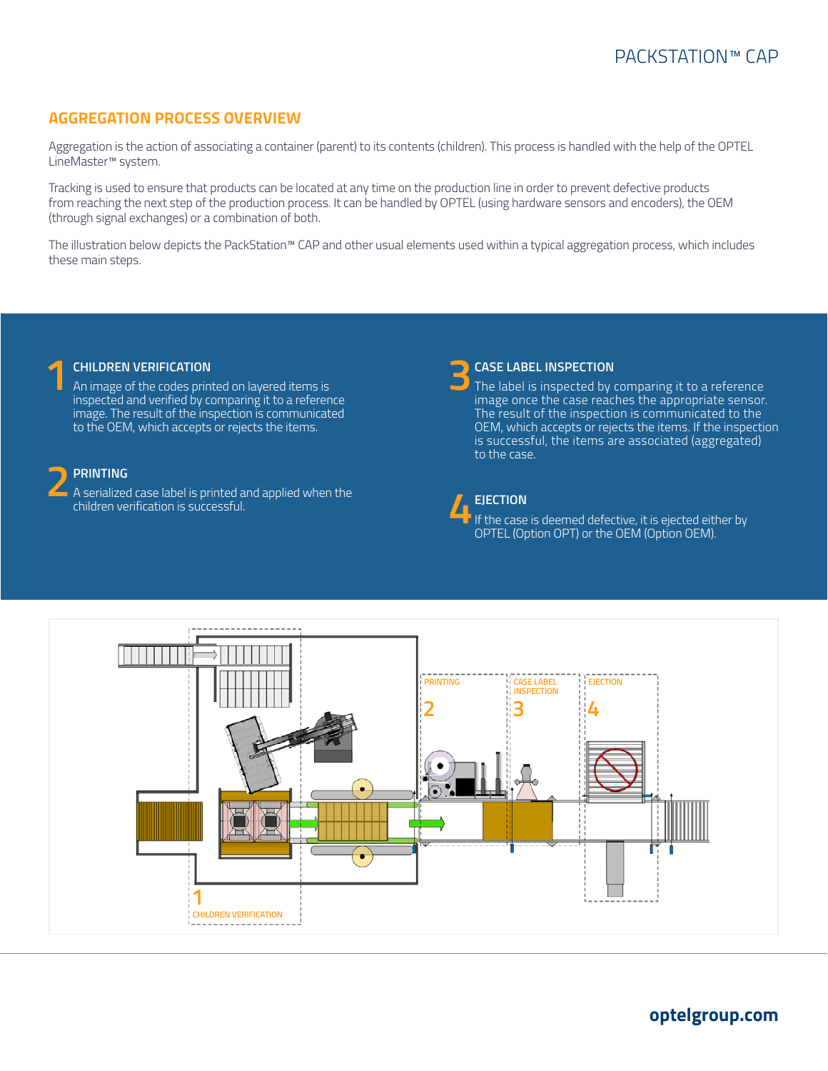## AGGREGATION PROCESS OVERVIEW

Aggregation is the action of associating a container (parent) to its contents (children). This process is handled with the help of the OPTEL LineMaster™ system.

Tracking is used to ensure that products can be located at any time on the production line in order to prevent defective products from reaching the next step of the production process. It can be handled by OPTEL (using hardware sensors and encoders), the OEM (through signal exchanges) or a combination of both.

The illustration below depicts the PackStation™ CAP and other usual elements used within a typical aggregation process, which includes these main steps.

### 1 CHILDREN VERIFICATION

An image of the codes printed on layered items is inspected and verified by comparing it to a reference image. The result of the inspection is communicated to the OEM, which accepts or rejects the items.

### 2 PRINTING

A serialized case label is printed and applied when the children verification is successful.

### 3 CASE LABEL INSPECTION

The label is inspected by comparing it to a reference image once the case reaches the appropriate sensor. The result of the inspection is communicated to the OEM, which accepts or rejects the items. If the inspection is successful, the items are associated (aggregated) to the case.

### 4 EJECTION

If the case is deemed defective, it is ejected either by OPTEL (Option OPT) or the OEM (Option OEM).

PRINTING 2

CASE LABEL INSPECTION 3

EJECTION 4

1 CHILDREN VERIFICATION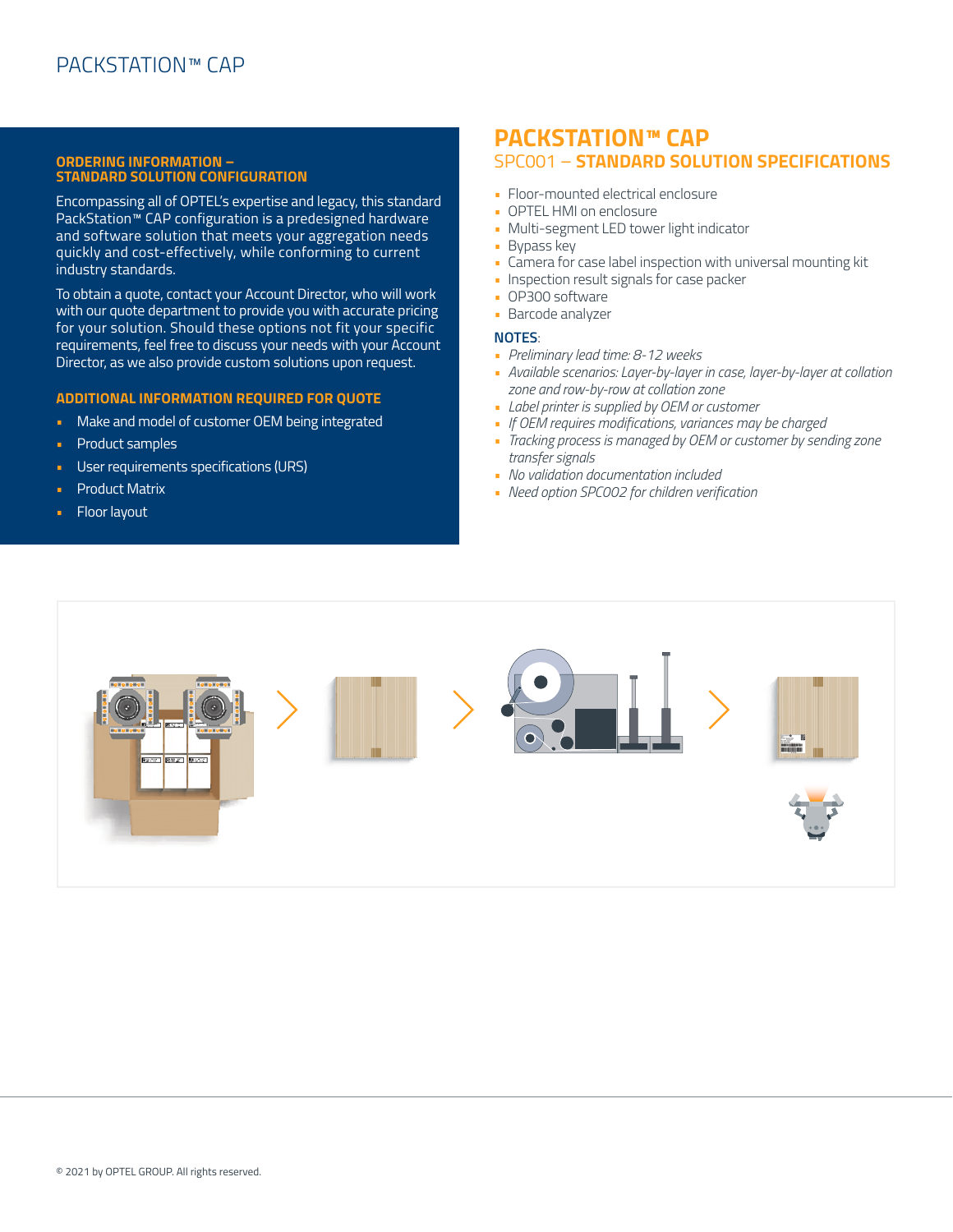## ORDERING INFORMATION – STANDARD SOLUTION CONFIGURATION

Encompassing all of OPTEL's expertise and legacy, this standard PackStation™ CAP configuration is a predesigned hardware and software solution that meets your aggregation needs quickly and cost-effectively, while conforming to current industry standards.

To obtain a quote, contact your Account Director, who will work with our quote department to provide you with accurate pricing for your solution. Should these options not fit your specific requirements, feel free to discuss your needs with your Account Director, as we also provide custom solutions upon request.

### ADDITIONAL INFORMATION REQUIRED FOR QUOTE

- Make and model of customer OEM being integrated
- Product samples
- User requirements specifications (URS)
- Product Matrix
- Floor layout

## PACKSTATION™ CAP

### SPC001 – STANDARD SOLUTION SPECIFICATIONS

- Floor-mounted electrical enclosure
- OPTEL HMI on enclosure
- Multi-segment LED tower light indicator
- Bypass key
- Camera for case label inspection with universal mounting kit
- Inspection result signals for case packer
- OP300 software
- Barcode analyzer

**NOTES**:

- *Preliminary lead time: 8-12 weeks*
- *Available scenarios: Layer-by-layer in case, layer-by-layer at collation zone and row-by-row at collation zone*
- *Label printer is supplied by OEM or customer*
- *If OEM requires modifications, variances may be charged*
- *Tracking process is managed by OEM or customer by sending zone transfer signals*
- *No validation documentation included*
- *Need option SPC002 for children verification*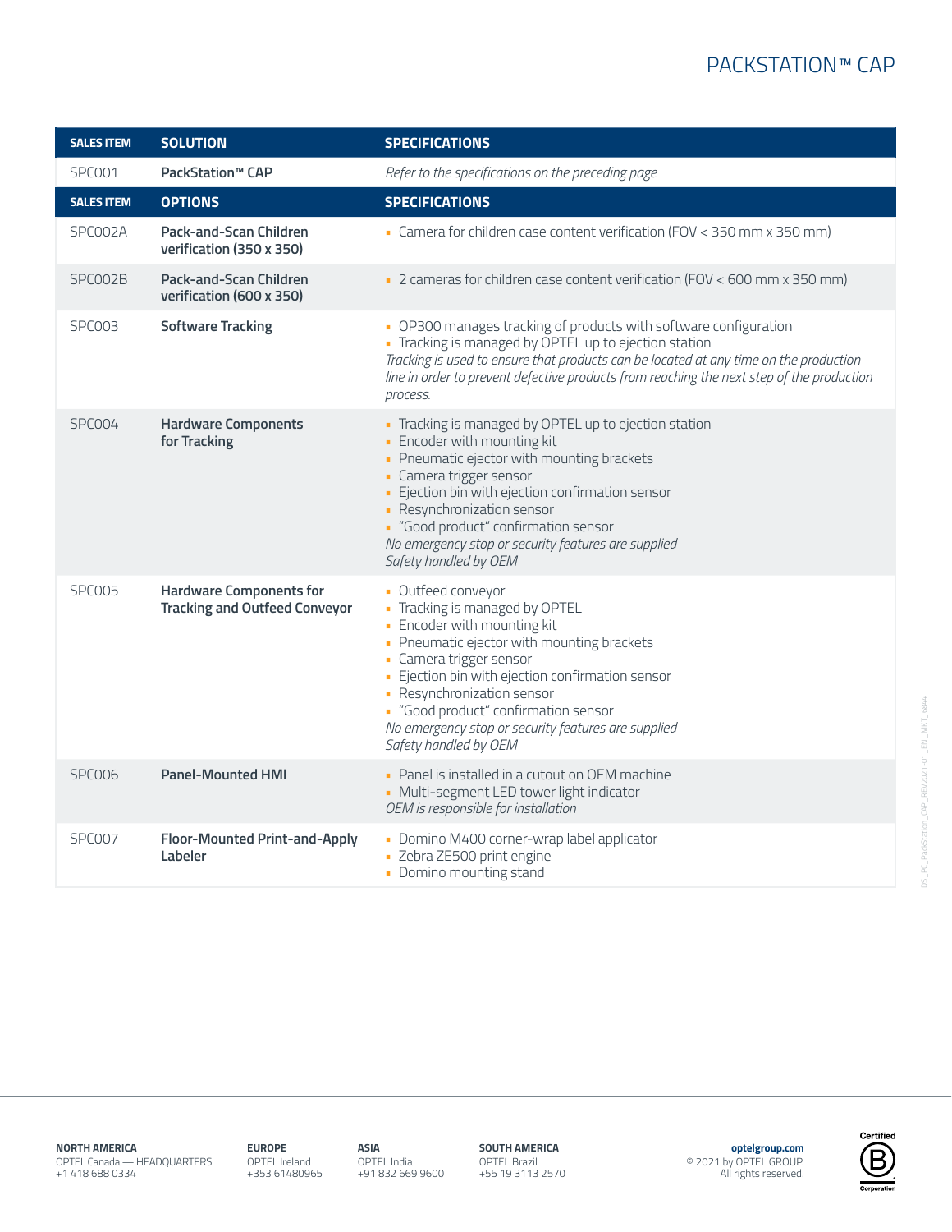# PACKSTATION™ CAP

| SALES ITEM | SOLUTION | SPECIFICATIONS |
|---|---|---|
| SPC001 | **PackStation™ CAP** | *Refer to the specifications on the preceding page* |
| **SALES ITEM** | **OPTIONS** | **SPECIFICATIONS** |
| SPC002A | **Pack-and-Scan Children verification (350 x 350)** | ▪ Camera for children case content verification (FOV < 350 mm x 350 mm) |
| SPC002B | **Pack-and-Scan Children verification (600 x 350)** | ▪ 2 cameras for children case content verification (FOV < 600 mm x 350 mm) |
| SPC003 | **Software Tracking** | ▪ OP300 manages tracking of products with software configuration<br>▪ Tracking is managed by OPTEL up to ejection station<br>*Tracking is used to ensure that products can be located at any time on the production line in order to prevent defective products from reaching the next step of the production process.* |
| SPC004 | **Hardware Components for Tracking** | ▪ Tracking is managed by OPTEL up to ejection station<br>▪ Encoder with mounting kit<br>▪ Pneumatic ejector with mounting brackets<br>▪ Camera trigger sensor<br>▪ Ejection bin with ejection confirmation sensor<br>▪ Resynchronization sensor<br>▪ "Good product" confirmation sensor<br>*No emergency stop or security features are supplied*<br>*Safety handled by OEM* |
| SPC005 | **Hardware Components for Tracking and Outfeed Conveyor** | ▪ Outfeed conveyor<br>▪ Tracking is managed by OPTEL<br>▪ Encoder with mounting kit<br>▪ Pneumatic ejector with mounting brackets<br>▪ Camera trigger sensor<br>▪ Ejection bin with ejection confirmation sensor<br>▪ Resynchronization sensor<br>▪ "Good product" confirmation sensor<br>*No emergency stop or security features are supplied*<br>*Safety handled by OEM* |
| SPC006 | **Panel-Mounted HMI** | ▪ Panel is installed in a cutout on OEM machine<br>▪ Multi-segment LED tower light indicator<br>*OEM is responsible for installation* |
| SPC007 | **Floor-Mounted Print-and-Apply Labeler** | ▪ Domino M400 corner-wrap label applicator<br>▪ Zebra ZE500 print engine<br>▪ Domino mounting stand |

**NORTH AMERICA**
OPTEL Canada — HEADQUARTERS
+1 418 688 0334

**EUROPE**
OPTEL Ireland
+353 61480965

**ASIA**
OPTEL India
+91 832 669 9600

**SOUTH AMERICA**
OPTEL Brazil
+55 19 3113 2570

**optelgroup.com**
© 2021 by OPTEL GROUP.
All rights reserved.

Certified B Corporation

DS_PC_PackStation_CAP_REV2021-01_EN_MKT_5844